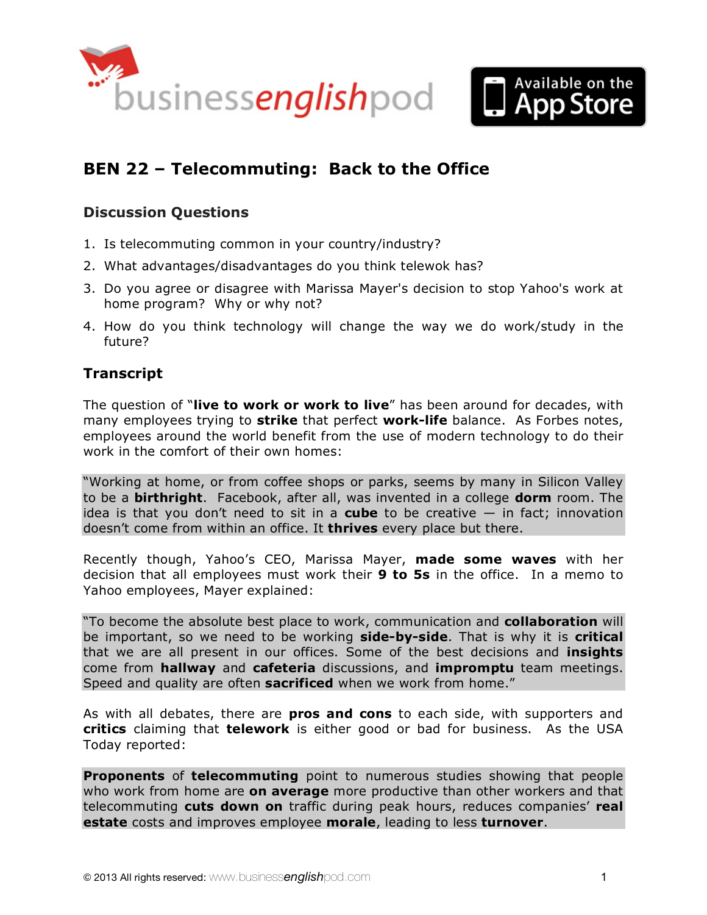businessenglishpod

Available on the App Store

## BEN 22 – Telecommuting: Back to the Office

### Discussion Questions

1. Is telecommuting common in your country/industry?
2. What advantages/disadvantages do you think telewok has?
3. Do you agree or disagree with Marissa Mayer's decision to stop Yahoo's work at home program? Why or why not?
4. How do you think technology will change the way we do work/study in the future?

### Transcript

The question of "**live to work or work to live**" has been around for decades, with many employees trying to **strike** that perfect **work-life** balance. As Forbes notes, employees around the world benefit from the use of modern technology to do their work in the comfort of their own homes:

> "Working at home, or from coffee shops or parks, seems by many in Silicon Valley to be a **birthright**. Facebook, after all, was invented in a college **dorm** room. The idea is that you don't need to sit in a **cube** to be creative — in fact; innovation doesn't come from within an office. It **thrives** every place but there.

Recently though, Yahoo's CEO, Marissa Mayer, **made some waves** with her decision that all employees must work their **9 to 5s** in the office. In a memo to Yahoo employees, Mayer explained:

> "To become the absolute best place to work, communication and **collaboration** will be important, so we need to be working **side-by-side**. That is why it is **critical** that we are all present in our offices. Some of the best decisions and **insights** come from **hallway** and **cafeteria** discussions, and **impromptu** team meetings. Speed and quality are often **sacrificed** when we work from home."

As with all debates, there are **pros and cons** to each side, with supporters and **critics** claiming that **telework** is either good or bad for business. As the USA Today reported:

> **Proponents** of **telecommuting** point to numerous studies showing that people who work from home are **on average** more productive than other workers and that telecommuting **cuts down on** traffic during peak hours, reduces companies' **real estate** costs and improves employee **morale**, leading to less **turnover**.

© 2013 All rights reserved: www.businessenglishpod.com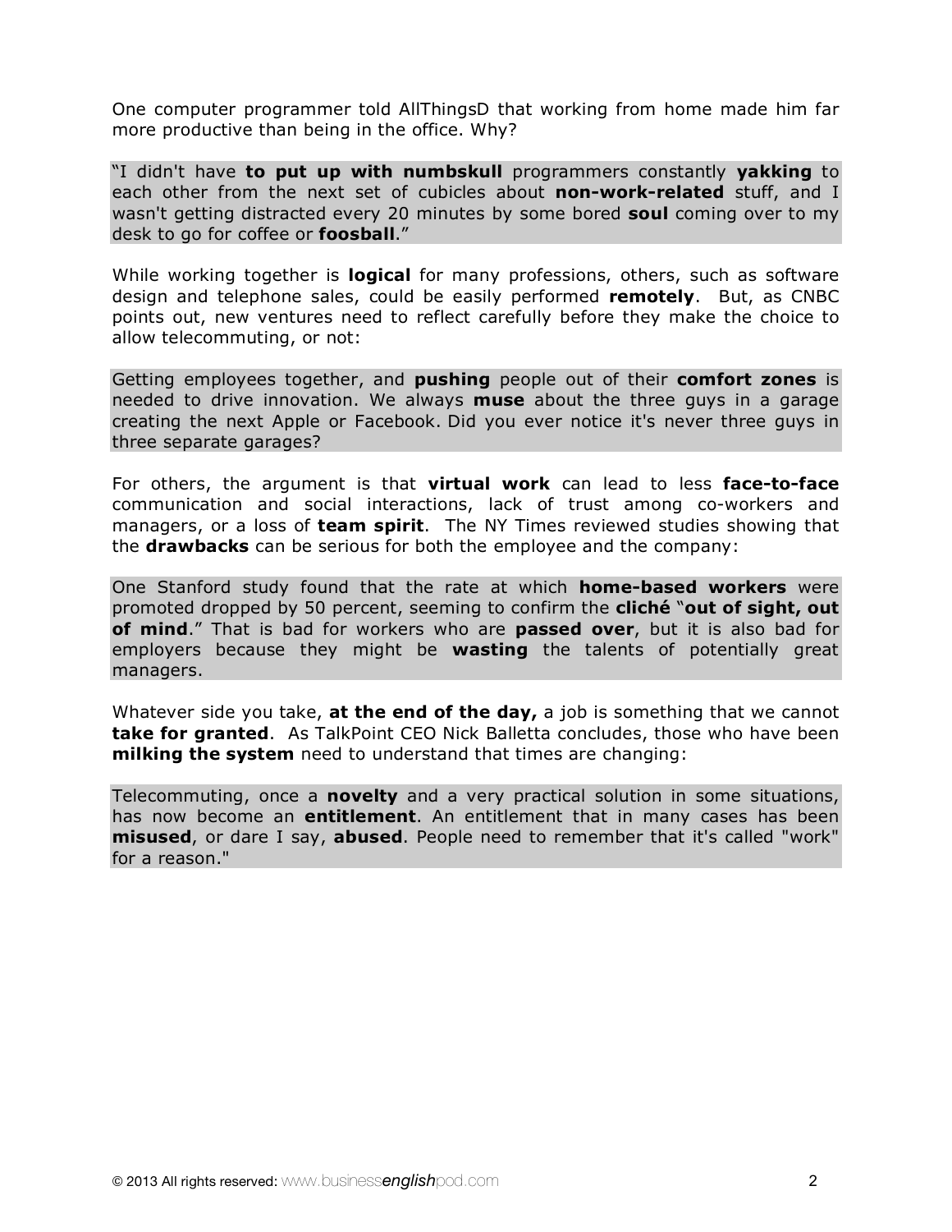One computer programmer told AllThingsD that working from home made him far more productive than being in the office. Why?

> "I didn't have **to put up with numbskull** programmers constantly **yakking** to each other from the next set of cubicles about **non-work-related** stuff, and I wasn't getting distracted every 20 minutes by some bored **soul** coming over to my desk to go for coffee or **foosball**."

While working together is **logical** for many professions, others, such as software design and telephone sales, could be easily performed **remotely**. But, as CNBC points out, new ventures need to reflect carefully before they make the choice to allow telecommuting, or not:

> Getting employees together, and **pushing** people out of their **comfort zones** is needed to drive innovation. We always **muse** about the three guys in a garage creating the next Apple or Facebook. Did you ever notice it's never three guys in three separate garages?

For others, the argument is that **virtual work** can lead to less **face-to-face** communication and social interactions, lack of trust among co-workers and managers, or a loss of **team spirit**. The NY Times reviewed studies showing that the **drawbacks** can be serious for both the employee and the company:

> One Stanford study found that the rate at which **home-based workers** were promoted dropped by 50 percent, seeming to confirm the **cliché** "**out of sight, out of mind**." That is bad for workers who are **passed over**, but it is also bad for employers because they might be **wasting** the talents of potentially great managers.

Whatever side you take, **at the end of the day,** a job is something that we cannot **take for granted**. As TalkPoint CEO Nick Balletta concludes, those who have been **milking the system** need to understand that times are changing:

> Telecommuting, once a **novelty** and a very practical solution in some situations, has now become an **entitlement**. An entitlement that in many cases has been **misused**, or dare I say, **abused**. People need to remember that it's called "work" for a reason."

© 2013 All rights reserved: www.businessenglishpod.com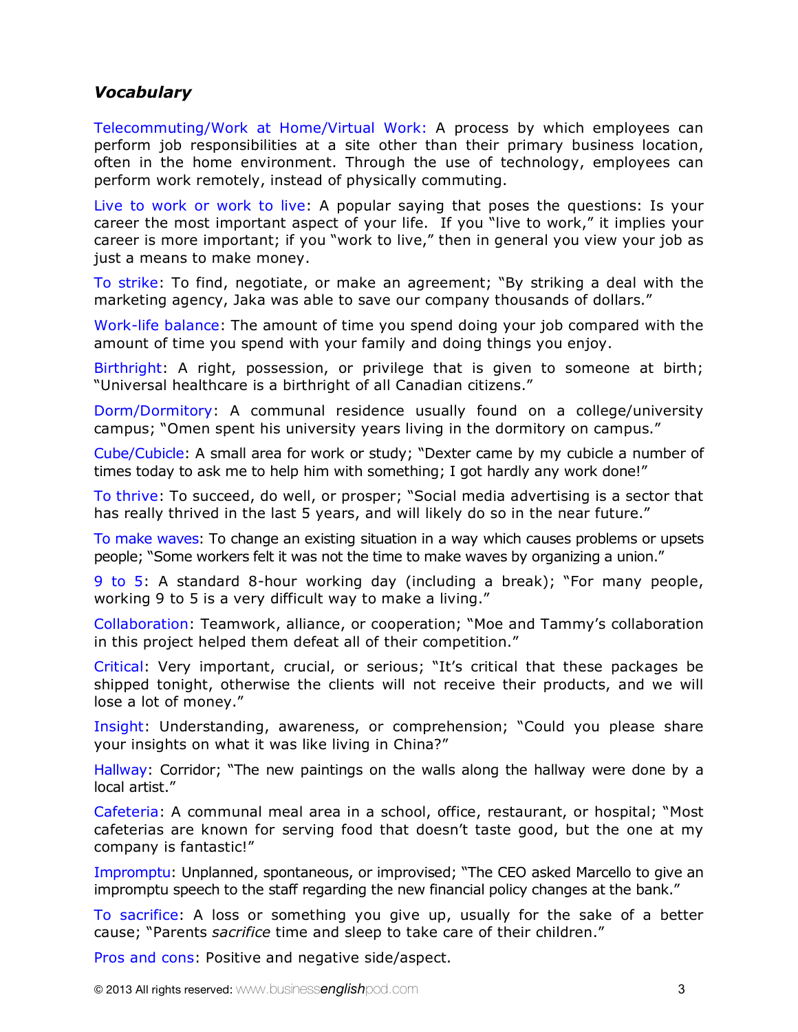## *Vocabulary*

Telecommuting/Work at Home/Virtual Work: A process by which employees can perform job responsibilities at a site other than their primary business location, often in the home environment. Through the use of technology, employees can perform work remotely, instead of physically commuting.

Live to work or work to live: A popular saying that poses the questions: Is your career the most important aspect of your life. If you "live to work," it implies your career is more important; if you "work to live," then in general you view your job as just a means to make money.

To strike: To find, negotiate, or make an agreement; "By striking a deal with the marketing agency, Jaka was able to save our company thousands of dollars."

Work-life balance: The amount of time you spend doing your job compared with the amount of time you spend with your family and doing things you enjoy.

Birthright: A right, possession, or privilege that is given to someone at birth; "Universal healthcare is a birthright of all Canadian citizens."

Dorm/Dormitory: A communal residence usually found on a college/university campus; "Omen spent his university years living in the dormitory on campus."

Cube/Cubicle: A small area for work or study; "Dexter came by my cubicle a number of times today to ask me to help him with something; I got hardly any work done!"

To thrive: To succeed, do well, or prosper; "Social media advertising is a sector that has really thrived in the last 5 years, and will likely do so in the near future."

To make waves: To change an existing situation in a way which causes problems or upsets people; "Some workers felt it was not the time to make waves by organizing a union."

9 to 5: A standard 8-hour working day (including a break); "For many people, working 9 to 5 is a very difficult way to make a living."

Collaboration: Teamwork, alliance, or cooperation; "Moe and Tammy's collaboration in this project helped them defeat all of their competition."

Critical: Very important, crucial, or serious; "It's critical that these packages be shipped tonight, otherwise the clients will not receive their products, and we will lose a lot of money."

Insight: Understanding, awareness, or comprehension; "Could you please share your insights on what it was like living in China?"

Hallway: Corridor; "The new paintings on the walls along the hallway were done by a local artist."

Cafeteria: A communal meal area in a school, office, restaurant, or hospital; "Most cafeterias are known for serving food that doesn't taste good, but the one at my company is fantastic!"

Impromptu: Unplanned, spontaneous, or improvised; "The CEO asked Marcello to give an impromptu speech to the staff regarding the new financial policy changes at the bank."

To sacrifice: A loss or something you give up, usually for the sake of a better cause; "Parents *sacrifice* time and sleep to take care of their children."

Pros and cons: Positive and negative side/aspect.

© 2013 All rights reserved: www.businessenglishpod.com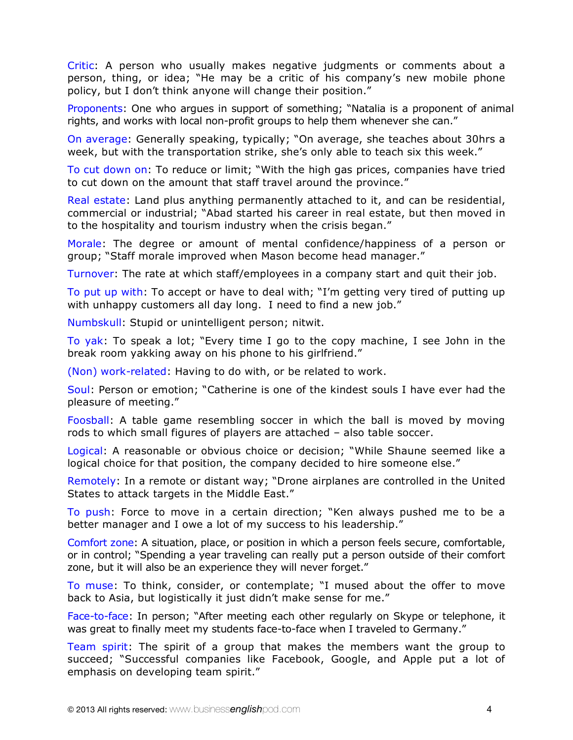Critic: A person who usually makes negative judgments or comments about a person, thing, or idea; "He may be a critic of his company's new mobile phone policy, but I don't think anyone will change their position."

Proponents: One who argues in support of something; "Natalia is a proponent of animal rights, and works with local non-profit groups to help them whenever she can."

On average: Generally speaking, typically; "On average, she teaches about 30hrs a week, but with the transportation strike, she's only able to teach six this week."

To cut down on: To reduce or limit; "With the high gas prices, companies have tried to cut down on the amount that staff travel around the province."

Real estate: Land plus anything permanently attached to it, and can be residential, commercial or industrial; "Abad started his career in real estate, but then moved in to the hospitality and tourism industry when the crisis began."

Morale: The degree or amount of mental confidence/happiness of a person or group; "Staff morale improved when Mason become head manager."

Turnover: The rate at which staff/employees in a company start and quit their job.

To put up with: To accept or have to deal with; "I'm getting very tired of putting up with unhappy customers all day long. I need to find a new job."

Numbskull: Stupid or unintelligent person; nitwit.

To yak: To speak a lot; "Every time I go to the copy machine, I see John in the break room yakking away on his phone to his girlfriend."

(Non) work-related: Having to do with, or be related to work.

Soul: Person or emotion; "Catherine is one of the kindest souls I have ever had the pleasure of meeting."

Foosball: A table game resembling soccer in which the ball is moved by moving rods to which small figures of players are attached – also table soccer.

Logical: A reasonable or obvious choice or decision; "While Shaune seemed like a logical choice for that position, the company decided to hire someone else."

Remotely: In a remote or distant way; "Drone airplanes are controlled in the United States to attack targets in the Middle East."

To push: Force to move in a certain direction; "Ken always pushed me to be a better manager and I owe a lot of my success to his leadership."

Comfort zone: A situation, place, or position in which a person feels secure, comfortable, or in control; "Spending a year traveling can really put a person outside of their comfort zone, but it will also be an experience they will never forget."

To muse: To think, consider, or contemplate; "I mused about the offer to move back to Asia, but logistically it just didn't make sense for me."

Face-to-face: In person; "After meeting each other regularly on Skype or telephone, it was great to finally meet my students face-to-face when I traveled to Germany."

Team spirit: The spirit of a group that makes the members want the group to succeed; "Successful companies like Facebook, Google, and Apple put a lot of emphasis on developing team spirit."

© 2013 All rights reserved: www.businessenglishpod.com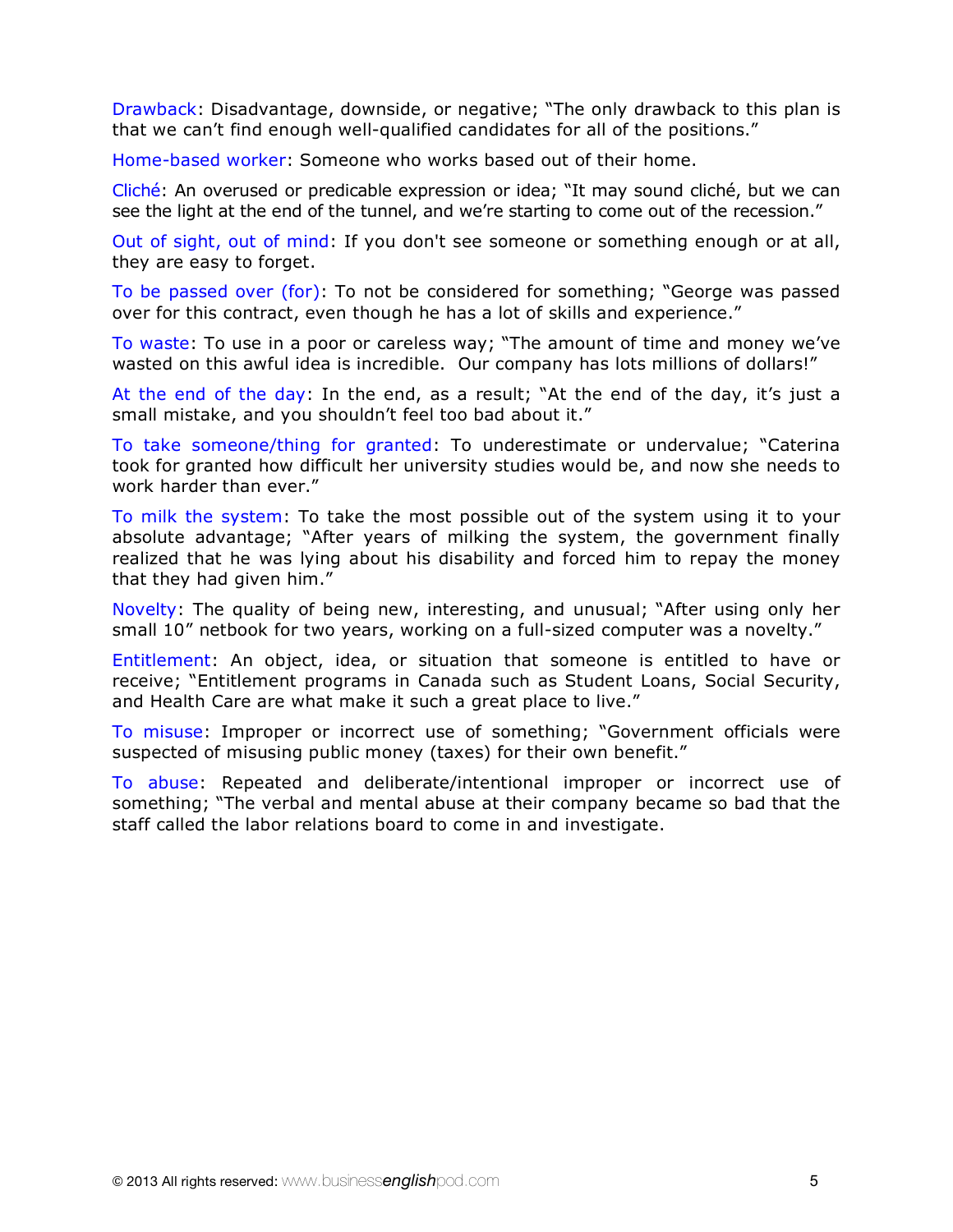Drawback: Disadvantage, downside, or negative; "The only drawback to this plan is that we can't find enough well-qualified candidates for all of the positions."

Home-based worker: Someone who works based out of their home.

Cliché: An overused or predicable expression or idea; "It may sound cliché, but we can see the light at the end of the tunnel, and we're starting to come out of the recession."

Out of sight, out of mind: If you don't see someone or something enough or at all, they are easy to forget.

To be passed over (for): To not be considered for something; "George was passed over for this contract, even though he has a lot of skills and experience."

To waste: To use in a poor or careless way; "The amount of time and money we've wasted on this awful idea is incredible. Our company has lots millions of dollars!"

At the end of the day: In the end, as a result; "At the end of the day, it's just a small mistake, and you shouldn't feel too bad about it."

To take someone/thing for granted: To underestimate or undervalue; "Caterina took for granted how difficult her university studies would be, and now she needs to work harder than ever."

To milk the system: To take the most possible out of the system using it to your absolute advantage; "After years of milking the system, the government finally realized that he was lying about his disability and forced him to repay the money that they had given him."

Novelty: The quality of being new, interesting, and unusual; "After using only her small 10" netbook for two years, working on a full-sized computer was a novelty."

Entitlement: An object, idea, or situation that someone is entitled to have or receive; "Entitlement programs in Canada such as Student Loans, Social Security, and Health Care are what make it such a great place to live."

To misuse: Improper or incorrect use of something; "Government officials were suspected of misusing public money (taxes) for their own benefit."

To abuse: Repeated and deliberate/intentional improper or incorrect use of something; "The verbal and mental abuse at their company became so bad that the staff called the labor relations board to come in and investigate.

© 2013 All rights reserved: www.businessenglishpod.com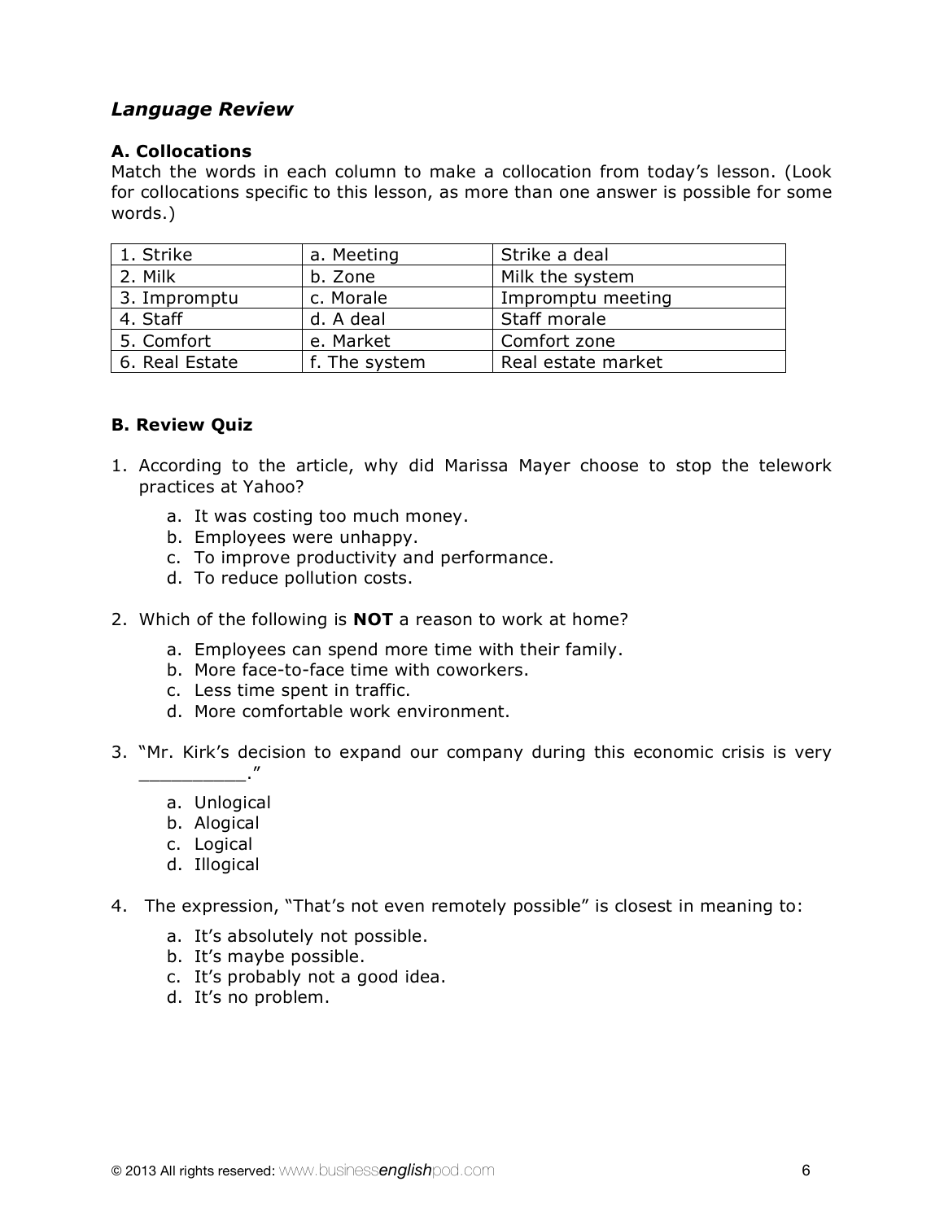## *Language Review*

### A. Collocations

Match the words in each column to make a collocation from today's lesson. (Look for collocations specific to this lesson, as more than one answer is possible for some words.)

| | | |
|---|---|---|
| 1. Strike | a. Meeting | Strike a deal |
| 2. Milk | b. Zone | Milk the system |
| 3. Impromptu | c. Morale | Impromptu meeting |
| 4. Staff | d. A deal | Staff morale |
| 5. Comfort | e. Market | Comfort zone |
| 6. Real Estate | f. The system | Real estate market |

### B. Review Quiz

1. According to the article, why did Marissa Mayer choose to stop the telework practices at Yahoo?
    a. It was costing too much money.
    b. Employees were unhappy.
    c. To improve productivity and performance.
    d. To reduce pollution costs.

2. Which of the following is **NOT** a reason to work at home?
    a. Employees can spend more time with their family.
    b. More face-to-face time with coworkers.
    c. Less time spent in traffic.
    d. More comfortable work environment.

3. "Mr. Kirk's decision to expand our company during this economic crisis is very __________."
    a. Unlogical
    b. Alogical
    c. Logical
    d. Illogical

4. The expression, "That's not even remotely possible" is closest in meaning to:
    a. It's absolutely not possible.
    b. It's maybe possible.
    c. It's probably not a good idea.
    d. It's no problem.

© 2013 All rights reserved: www.businessenglishpod.com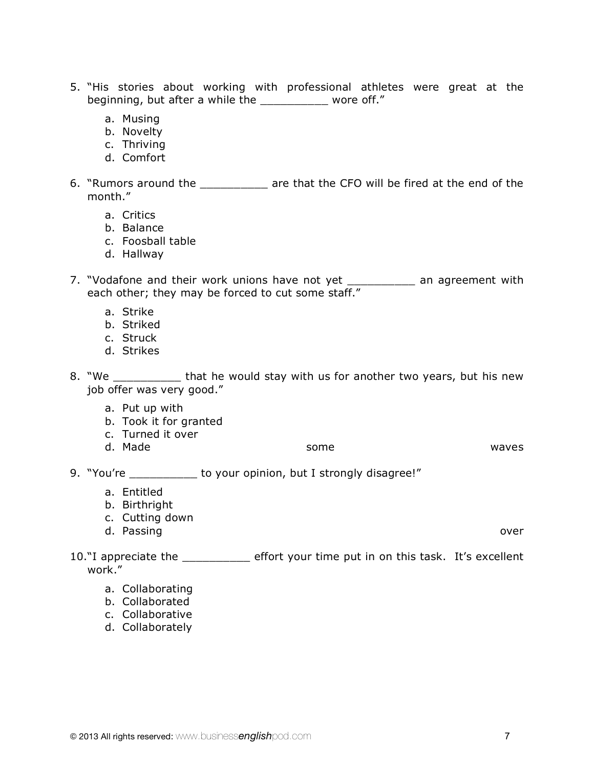5. "His stories about working with professional athletes were great at the beginning, but after a while the __________ wore off."

    a. Musing
    b. Novelty
    c. Thriving
    d. Comfort

6. "Rumors around the __________ are that the CFO will be fired at the end of the month."

    a. Critics
    b. Balance
    c. Foosball table
    d. Hallway

7. "Vodafone and their work unions have not yet __________ an agreement with each other; they may be forced to cut some staff."

    a. Strike
    b. Striked
    c. Struck
    d. Strikes

8. "We __________ that he would stay with us for another two years, but his new job offer was very good."

    a. Put up with
    b. Took it for granted
    c. Turned it over
    d. Made some waves

9. "You're __________ to your opinion, but I strongly disagree!"

    a. Entitled
    b. Birthright
    c. Cutting down
    d. Passing over

10. "I appreciate the __________ effort your time put in on this task. It's excellent work."

    a. Collaborating
    b. Collaborated
    c. Collaborative
    d. Collaborately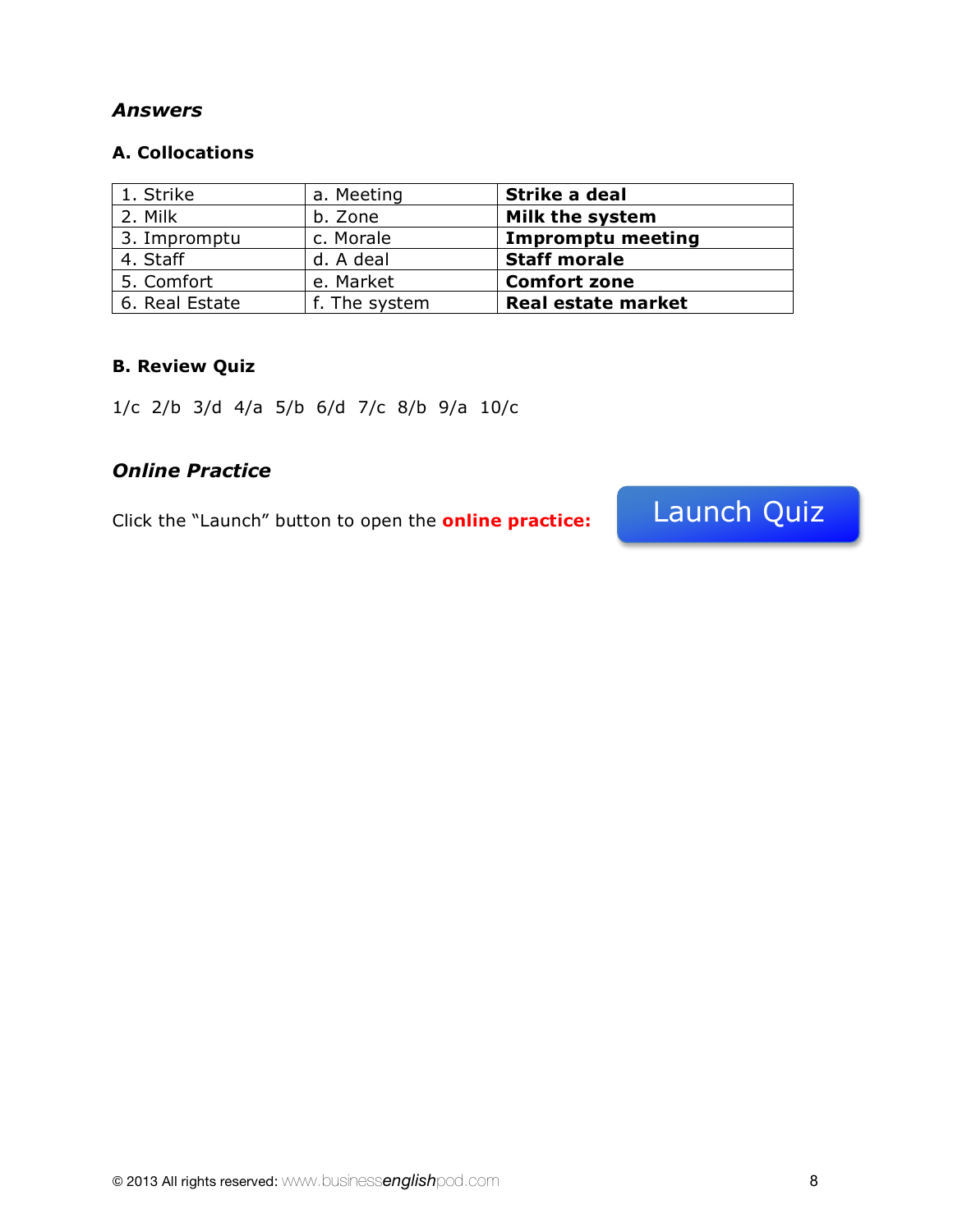## *Answers*

### A. Collocations

| | | |
|---|---|---|
| 1. Strike | a. Meeting | **Strike a deal** |
| 2. Milk | b. Zone | **Milk the system** |
| 3. Impromptu | c. Morale | **Impromptu meeting** |
| 4. Staff | d. A deal | **Staff morale** |
| 5. Comfort | e. Market | **Comfort zone** |
| 6. Real Estate | f. The system | **Real estate market** |

### B. Review Quiz

1/c 2/b 3/d 4/a 5/b 6/d 7/c 8/b 9/a 10/c

## *Online Practice*

Click the "Launch" button to open the **online practice:** Launch Quiz

© 2013 All rights reserved: www.businessenglishpod.com